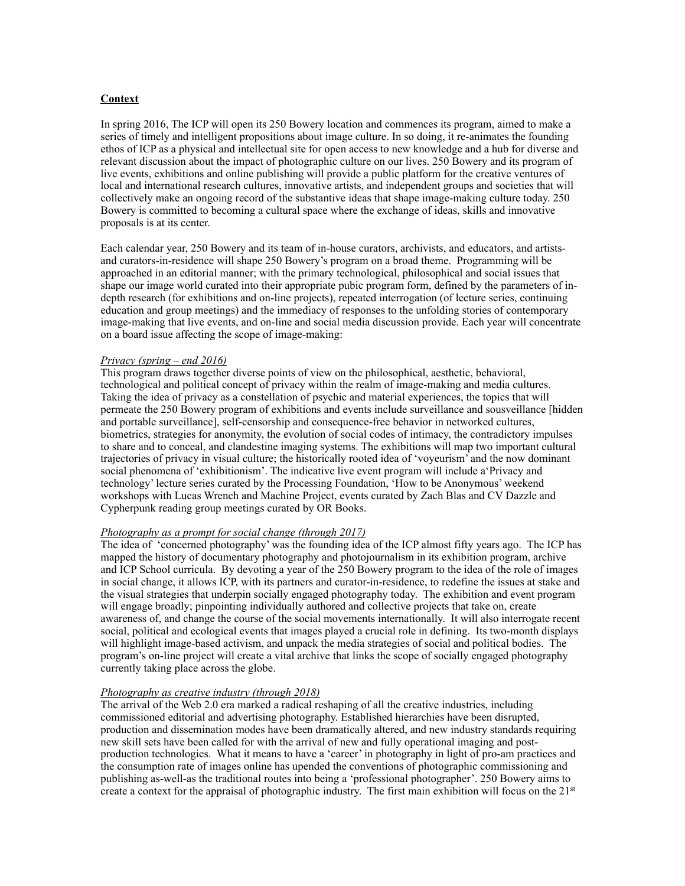**Context**

In spring 2016, The ICP will open its 250 Bowery location and commences its program, aimed to make a series of timely and intelligent propositions about image culture. In so doing, it re-animates the founding ethos of ICP as a physical and intellectual site for open access to new knowledge and a hub for diverse and relevant discussion about the impact of photographic culture on our lives. 250 Bowery and its program of live events, exhibitions and online publishing will provide a public platform for the creative ventures of local and international research cultures, innovative artists, and independent groups and societies that will collectively make an ongoing record of the substantive ideas that shape image-making culture today. 250 Bowery is committed to becoming a cultural space where the exchange of ideas, skills and innovative proposals is at its center.

Each calendar year, 250 Bowery and its team of in-house curators, archivists, and educators, and artists-and curators-in-residence will shape 250 Bowery's program on a broad theme. Programming will be approached in an editorial manner; with the primary technological, philosophical and social issues that shape our image world curated into their appropriate pubic program form, defined by the parameters of in-depth research (for exhibitions and on-line projects), repeated interrogation (of lecture series, continuing education and group meetings) and the immediacy of responses to the unfolding stories of contemporary image-making that live events, and on-line and social media discussion provide. Each year will concentrate on a board issue affecting the scope of image-making:

*Privacy (spring – end 2016)*
This program draws together diverse points of view on the philosophical, aesthetic, behavioral, technological and political concept of privacy within the realm of image-making and media cultures. Taking the idea of privacy as a constellation of psychic and material experiences, the topics that will permeate the 250 Bowery program of exhibitions and events include surveillance and sousveillance [hidden and portable surveillance], self-censorship and consequence-free behavior in networked cultures, biometrics, strategies for anonymity, the evolution of social codes of intimacy, the contradictory impulses to share and to conceal, and clandestine imaging systems. The exhibitions will map two important cultural trajectories of privacy in visual culture; the historically rooted idea of 'voyeurism' and the now dominant social phenomena of 'exhibitionism'. The indicative live event program will include a'Privacy and technology' lecture series curated by the Processing Foundation, 'How to be Anonymous' weekend workshops with Lucas Wrench and Machine Project, events curated by Zach Blas and CV Dazzle and Cypherpunk reading group meetings curated by OR Books.

*Photography as a prompt for social change (through 2017)*
The idea of 'concerned photography' was the founding idea of the ICP almost fifty years ago. The ICP has mapped the history of documentary photography and photojournalism in its exhibition program, archive and ICP School curricula. By devoting a year of the 250 Bowery program to the idea of the role of images in social change, it allows ICP, with its partners and curator-in-residence, to redefine the issues at stake and the visual strategies that underpin socially engaged photography today. The exhibition and event program will engage broadly; pinpointing individually authored and collective projects that take on, create awareness of, and change the course of the social movements internationally. It will also interrogate recent social, political and ecological events that images played a crucial role in defining. Its two-month displays will highlight image-based activism, and unpack the media strategies of social and political bodies. The program's on-line project will create a vital archive that links the scope of socially engaged photography currently taking place across the globe.

*Photography as creative industry (through 2018)*
The arrival of the Web 2.0 era marked a radical reshaping of all the creative industries, including commissioned editorial and advertising photography. Established hierarchies have been disrupted, production and dissemination modes have been dramatically altered, and new industry standards requiring new skill sets have been called for with the arrival of new and fully operational imaging and post-production technologies. What it means to have a 'career' in photography in light of pro-am practices and the consumption rate of images online has upended the conventions of photographic commissioning and publishing as-well-as the traditional routes into being a 'professional photographer'. 250 Bowery aims to create a context for the appraisal of photographic industry. The first main exhibition will focus on the 21st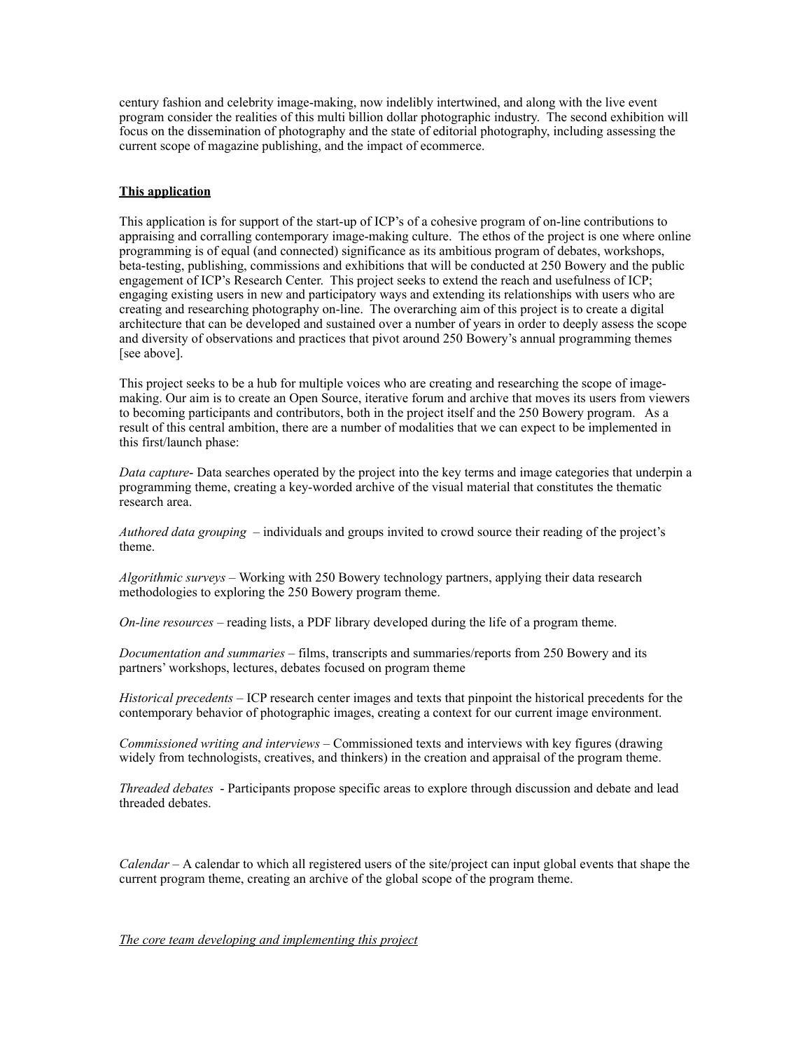century fashion and celebrity image-making, now indelibly intertwined, and along with the live event program consider the realities of this multi billion dollar photographic industry. The second exhibition will focus on the dissemination of photography and the state of editorial photography, including assessing the current scope of magazine publishing, and the impact of ecommerce.

**This application**

This application is for support of the start-up of ICP's of a cohesive program of on-line contributions to appraising and corralling contemporary image-making culture. The ethos of the project is one where online programming is of equal (and connected) significance as its ambitious program of debates, workshops, beta-testing, publishing, commissions and exhibitions that will be conducted at 250 Bowery and the public engagement of ICP's Research Center. This project seeks to extend the reach and usefulness of ICP; engaging existing users in new and participatory ways and extending its relationships with users who are creating and researching photography on-line. The overarching aim of this project is to create a digital architecture that can be developed and sustained over a number of years in order to deeply assess the scope and diversity of observations and practices that pivot around 250 Bowery's annual programming themes [see above].

This project seeks to be a hub for multiple voices who are creating and researching the scope of image-making. Our aim is to create an Open Source, iterative forum and archive that moves its users from viewers to becoming participants and contributors, both in the project itself and the 250 Bowery program. As a result of this central ambition, there are a number of modalities that we can expect to be implemented in this first/launch phase:

*Data capture*- Data searches operated by the project into the key terms and image categories that underpin a programming theme, creating a key-worded archive of the visual material that constitutes the thematic research area.

*Authored data grouping* – individuals and groups invited to crowd source their reading of the project's theme.

*Algorithmic surveys* – Working with 250 Bowery technology partners, applying their data research methodologies to exploring the 250 Bowery program theme.

*On-line resources* – reading lists, a PDF library developed during the life of a program theme.

*Documentation and summaries* – films, transcripts and summaries/reports from 250 Bowery and its partners' workshops, lectures, debates focused on program theme

*Historical precedents* – ICP research center images and texts that pinpoint the historical precedents for the contemporary behavior of photographic images, creating a context for our current image environment.

*Commissioned writing and interviews* – Commissioned texts and interviews with key figures (drawing widely from technologists, creatives, and thinkers) in the creation and appraisal of the program theme.

*Threaded debates* - Participants propose specific areas to explore through discussion and debate and lead threaded debates.

*Calendar* – A calendar to which all registered users of the site/project can input global events that shape the current program theme, creating an archive of the global scope of the program theme.

*The core team developing and implementing this project*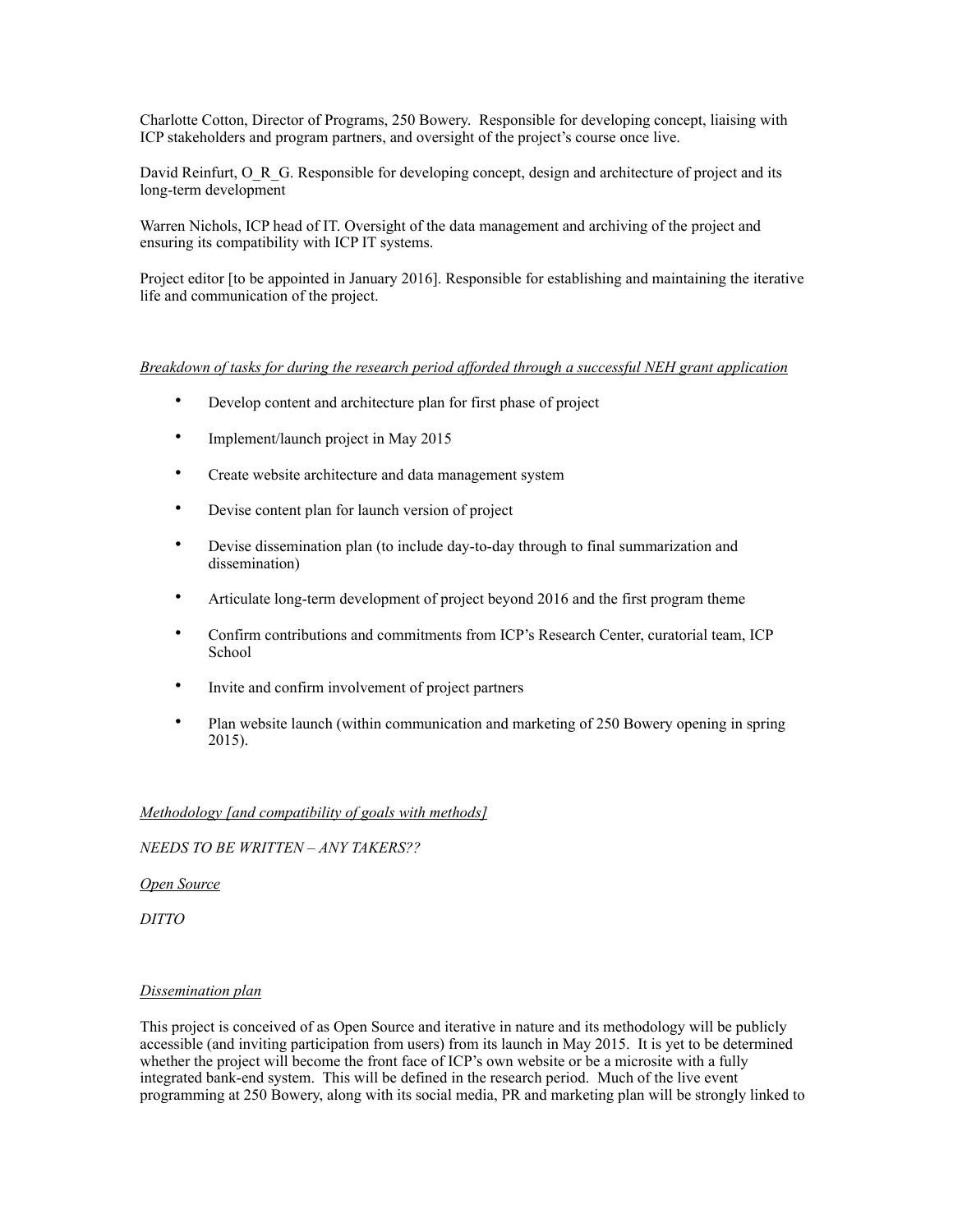Charlotte Cotton, Director of Programs, 250 Bowery. Responsible for developing concept, liaising with ICP stakeholders and program partners, and oversight of the project's course once live.

David Reinfurt, O_R_G. Responsible for developing concept, design and architecture of project and its long-term development

Warren Nichols, ICP head of IT. Oversight of the data management and archiving of the project and ensuring its compatibility with ICP IT systems.

Project editor [to be appointed in January 2016]. Responsible for establishing and maintaining the iterative life and communication of the project.

*Breakdown of tasks for during the research period afforded through a successful NEH grant application*

- Develop content and architecture plan for first phase of project
- Implement/launch project in May 2015
- Create website architecture and data management system
- Devise content plan for launch version of project
- Devise dissemination plan (to include day-to-day through to final summarization and dissemination)
- Articulate long-term development of project beyond 2016 and the first program theme
- Confirm contributions and commitments from ICP's Research Center, curatorial team, ICP School
- Invite and confirm involvement of project partners
- Plan website launch (within communication and marketing of 250 Bowery opening in spring 2015).

*Methodology [and compatibility of goals with methods]*

*NEEDS TO BE WRITTEN – ANY TAKERS??*

*Open Source*

*DITTO*

*Dissemination plan*

This project is conceived of as Open Source and iterative in nature and its methodology will be publicly accessible (and inviting participation from users) from its launch in May 2015. It is yet to be determined whether the project will become the front face of ICP's own website or be a microsite with a fully integrated bank-end system. This will be defined in the research period. Much of the live event programming at 250 Bowery, along with its social media, PR and marketing plan will be strongly linked to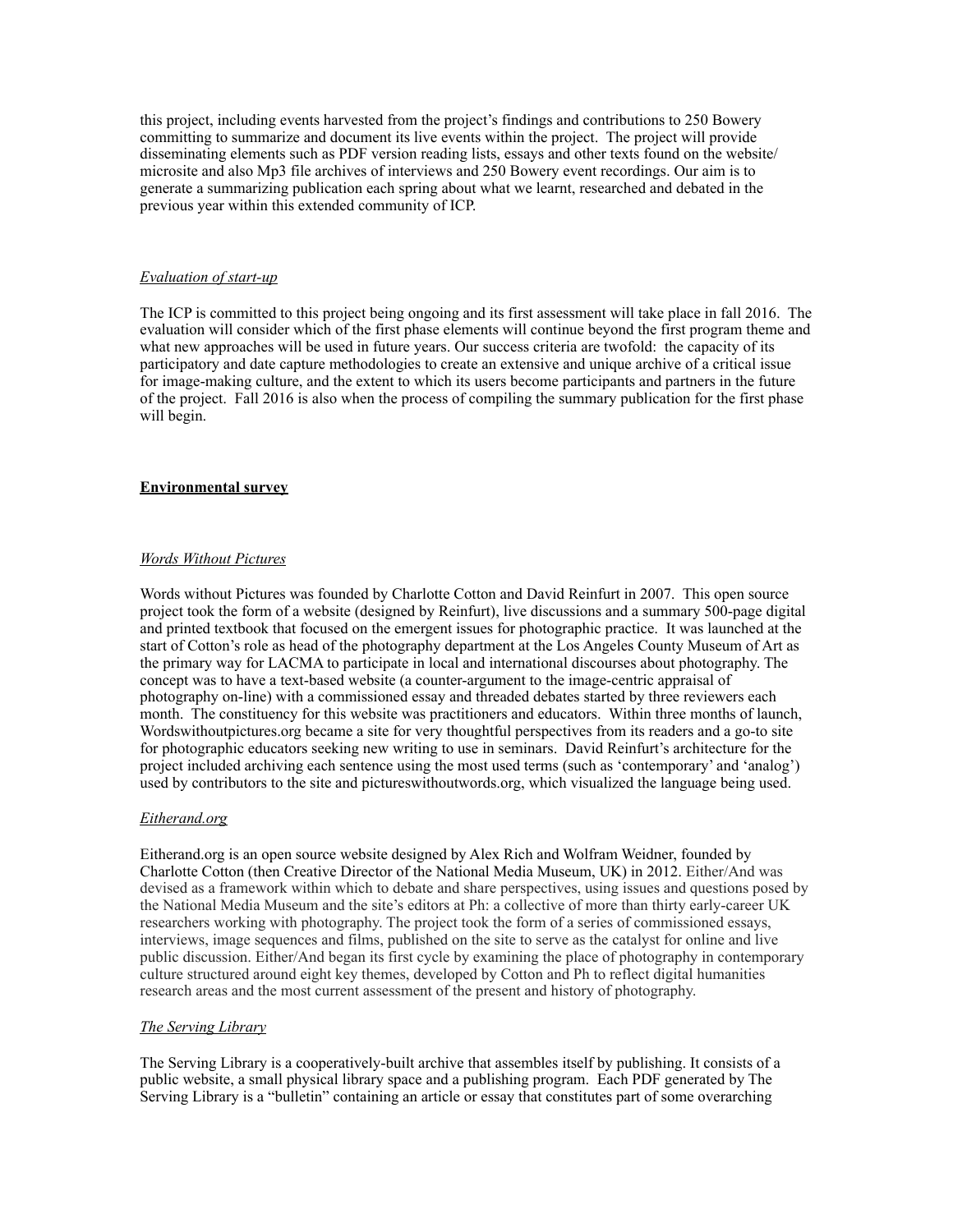this project, including events harvested from the project's findings and contributions to 250 Bowery committing to summarize and document its live events within the project. The project will provide disseminating elements such as PDF version reading lists, essays and other texts found on the website/ microsite and also Mp3 file archives of interviews and 250 Bowery event recordings. Our aim is to generate a summarizing publication each spring about what we learnt, researched and debated in the previous year within this extended community of ICP.

*Evaluation of start-up*

The ICP is committed to this project being ongoing and its first assessment will take place in fall 2016. The evaluation will consider which of the first phase elements will continue beyond the first program theme and what new approaches will be used in future years. Our success criteria are twofold: the capacity of its participatory and date capture methodologies to create an extensive and unique archive of a critical issue for image-making culture, and the extent to which its users become participants and partners in the future of the project. Fall 2016 is also when the process of compiling the summary publication for the first phase will begin.

## Environmental survey

*Words Without Pictures*

Words without Pictures was founded by Charlotte Cotton and David Reinfurt in 2007. This open source project took the form of a website (designed by Reinfurt), live discussions and a summary 500-page digital and printed textbook that focused on the emergent issues for photographic practice. It was launched at the start of Cotton's role as head of the photography department at the Los Angeles County Museum of Art as the primary way for LACMA to participate in local and international discourses about photography. The concept was to have a text-based website (a counter-argument to the image-centric appraisal of photography on-line) with a commissioned essay and threaded debates started by three reviewers each month. The constituency for this website was practitioners and educators. Within three months of launch, Wordswithoutpictures.org became a site for very thoughtful perspectives from its readers and a go-to site for photographic educators seeking new writing to use in seminars. David Reinfurt's architecture for the project included archiving each sentence using the most used terms (such as 'contemporary' and 'analog') used by contributors to the site and pictureswithoutwords.org, which visualized the language being used.

*Eitherand.org*

Eitherand.org is an open source website designed by Alex Rich and Wolfram Weidner, founded by Charlotte Cotton (then Creative Director of the National Media Museum, UK) in 2012. Either/And was devised as a framework within which to debate and share perspectives, using issues and questions posed by the National Media Museum and the site's editors at Ph: a collective of more than thirty early-career UK researchers working with photography. The project took the form of a series of commissioned essays, interviews, image sequences and films, published on the site to serve as the catalyst for online and live public discussion. Either/And began its first cycle by examining the place of photography in contemporary culture structured around eight key themes, developed by Cotton and Ph to reflect digital humanities research areas and the most current assessment of the present and history of photography.

*The Serving Library*

The Serving Library is a cooperatively-built archive that assembles itself by publishing. It consists of a public website, a small physical library space and a publishing program. Each PDF generated by The Serving Library is a "bulletin" containing an article or essay that constitutes part of some overarching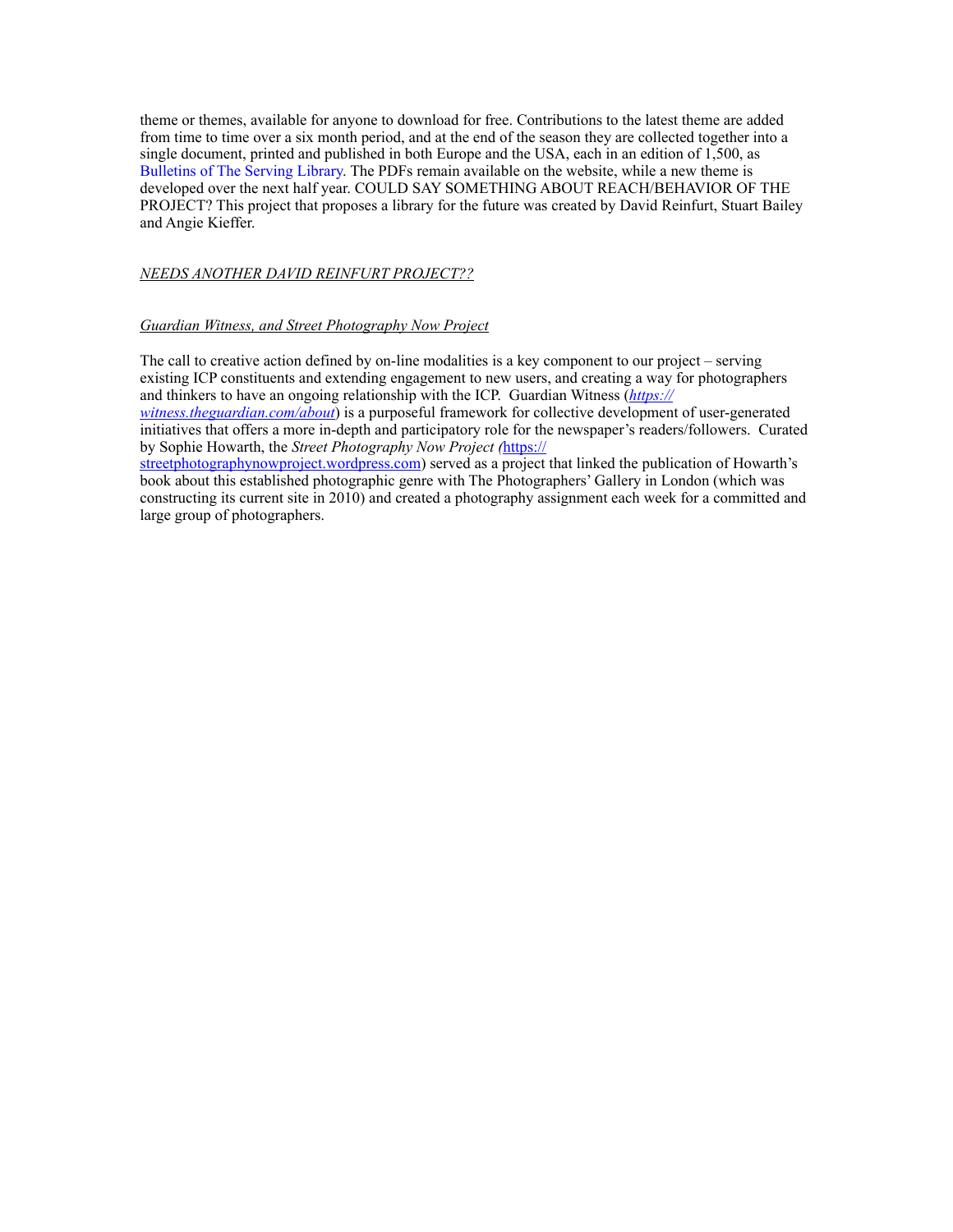theme or themes, available for anyone to download for free. Contributions to the latest theme are added from time to time over a six month period, and at the end of the season they are collected together into a single document, printed and published in both Europe and the USA, each in an edition of 1,500, as Bulletins of The Serving Library. The PDFs remain available on the website, while a new theme is developed over the next half year. COULD SAY SOMETHING ABOUT REACH/BEHAVIOR OF THE PROJECT? This project that proposes a library for the future was created by David Reinfurt, Stuart Bailey and Angie Kieffer.

*NEEDS ANOTHER DAVID REINFURT PROJECT??*

*Guardian Witness, and Street Photography Now Project*

The call to creative action defined by on-line modalities is a key component to our project – serving existing ICP constituents and extending engagement to new users, and creating a way for photographers and thinkers to have an ongoing relationship with the ICP. Guardian Witness (*https://witness.theguardian.com/about*) is a purposeful framework for collective development of user-generated initiatives that offers a more in-depth and participatory role for the newspaper's readers/followers. Curated by Sophie Howarth, the *Street Photography Now Project (*https://streetphotographynowproject.wordpress.com) served as a project that linked the publication of Howarth's book about this established photographic genre with The Photographers' Gallery in London (which was constructing its current site in 2010) and created a photography assignment each week for a committed and large group of photographers.